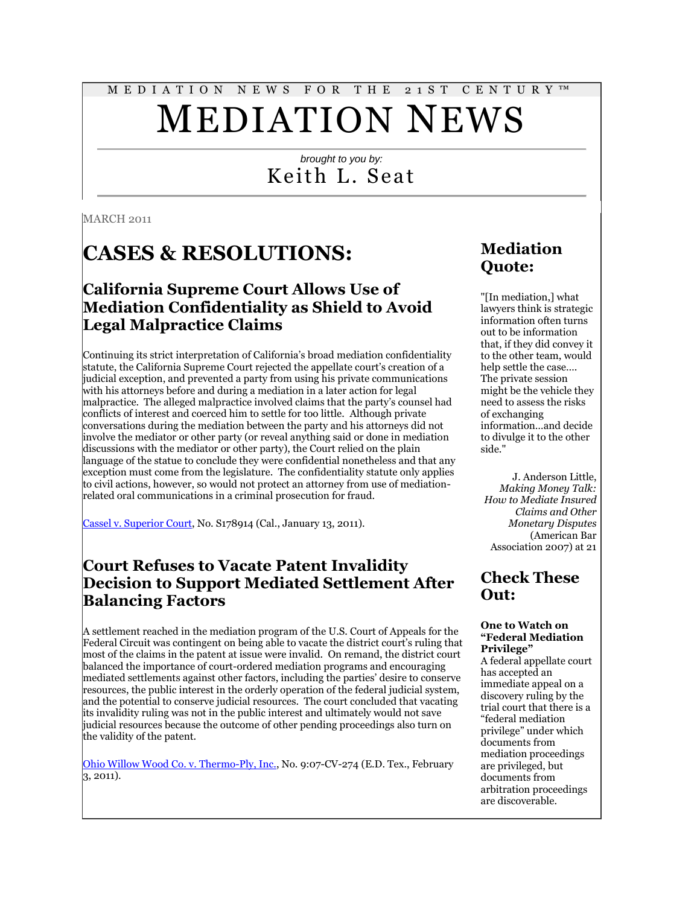MEDIATION NEWS FOR THE 21ST CENTURY™

# MEDIATION NEWS

*brought to you by:*

Keith L. Seat

MARCH 2011

# CASES & RESOLUTIONS:

## California Supreme Court Allows Use of Mediation Confidentiality as Shield to Avoid Legal Malpractice Claims

Continuing its strict interpretation of California's broad mediation confidentiality statute, the California Supreme Court rejected the appellate court's creation of a judicial exception, and prevented a party from using his private communications with his attorneys before and during a mediation in a later action for legal malpractice. The alleged malpractice involved claims that the party's counsel had conflicts of interest and coerced him to settle for too little. Although private conversations during the mediation between the party and his attorneys did not involve the mediator or other party (or reveal anything said or done in mediation discussions with the mediator or other party), the Court relied on the plain language of the statue to conclude they were confidential nonetheless and that any exception must come from the legislature. The confidentiality statute only applies to civil actions, however, so would not protect an attorney from use of mediation-related oral communications in a criminal prosecution for fraud.

Cassel v. Superior Court, No. S178914 (Cal., January 13, 2011).

## Court Refuses to Vacate Patent Invalidity Decision to Support Mediated Settlement After Balancing Factors

A settlement reached in the mediation program of the U.S. Court of Appeals for the Federal Circuit was contingent on being able to vacate the district court's ruling that most of the claims in the patent at issue were invalid. On remand, the district court balanced the importance of court-ordered mediation programs and encouraging mediated settlements against other factors, including the parties' desire to conserve resources, the public interest in the orderly operation of the federal judicial system, and the potential to conserve judicial resources. The court concluded that vacating its invalidity ruling was not in the public interest and ultimately would not save judicial resources because the outcome of other pending proceedings also turn on the validity of the patent.

Ohio Willow Wood Co. v. Thermo-Ply, Inc., No. 9:07-CV-274 (E.D. Tex., February 3, 2011).

## Mediation Quote:

"[In mediation,] what lawyers think is strategic information often turns out to be information that, if they did convey it to the other team, would help settle the case.... The private session might be the vehicle they need to assess the risks of exchanging information...and decide to divulge it to the other side."

J. Anderson Little, *Making Money Talk: How to Mediate Insured Claims and Other Monetary Disputes* (American Bar Association 2007) at 21

## Check These Out:

**One to Watch on "Federal Mediation Privilege"**

A federal appellate court has accepted an immediate appeal on a discovery ruling by the trial court that there is a "federal mediation privilege" under which documents from mediation proceedings are privileged, but documents from arbitration proceedings are discoverable.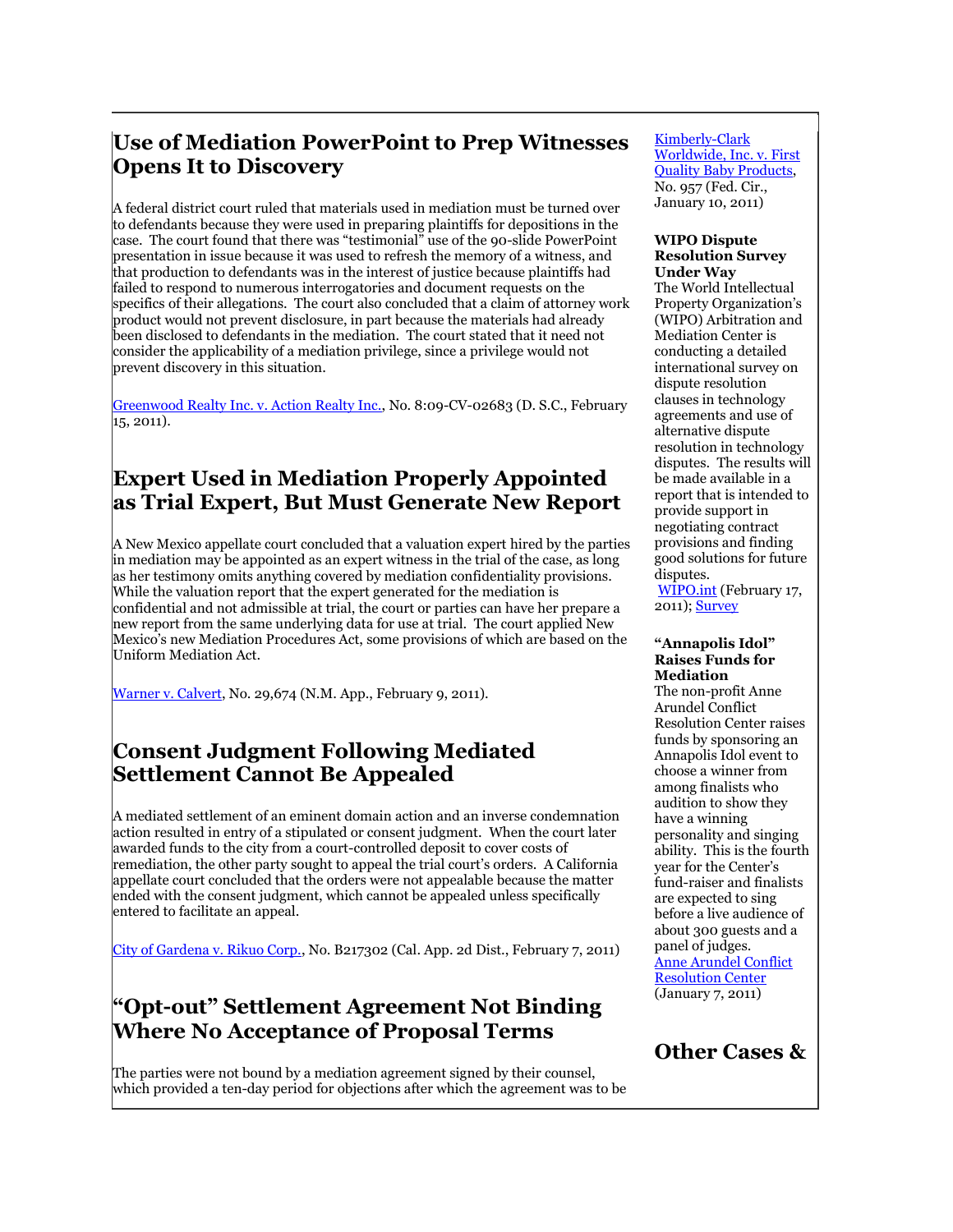## Use of Mediation PowerPoint to Prep Witnesses Opens It to Discovery

A federal district court ruled that materials used in mediation must be turned over to defendants because they were used in preparing plaintiffs for depositions in the case. The court found that there was "testimonial" use of the 90-slide PowerPoint presentation in issue because it was used to refresh the memory of a witness, and that production to defendants was in the interest of justice because plaintiffs had failed to respond to numerous interrogatories and document requests on the specifics of their allegations. The court also concluded that a claim of attorney work product would not prevent disclosure, in part because the materials had already been disclosed to defendants in the mediation. The court stated that it need not consider the applicability of a mediation privilege, since a privilege would not prevent discovery in this situation.

Greenwood Realty Inc. v. Action Realty Inc., No. 8:09-CV-02683 (D. S.C., February 15, 2011).

## Expert Used in Mediation Properly Appointed as Trial Expert, But Must Generate New Report

A New Mexico appellate court concluded that a valuation expert hired by the parties in mediation may be appointed as an expert witness in the trial of the case, as long as her testimony omits anything covered by mediation confidentiality provisions. While the valuation report that the expert generated for the mediation is confidential and not admissible at trial, the court or parties can have her prepare a new report from the same underlying data for use at trial. The court applied New Mexico's new Mediation Procedures Act, some provisions of which are based on the Uniform Mediation Act.

Warner v. Calvert, No. 29,674 (N.M. App., February 9, 2011).

## Consent Judgment Following Mediated Settlement Cannot Be Appealed

A mediated settlement of an eminent domain action and an inverse condemnation action resulted in entry of a stipulated or consent judgment. When the court later awarded funds to the city from a court-controlled deposit to cover costs of remediation, the other party sought to appeal the trial court's orders. A California appellate court concluded that the orders were not appealable because the matter ended with the consent judgment, which cannot be appealed unless specifically entered to facilitate an appeal.

City of Gardena v. Rikuo Corp., No. B217302 (Cal. App. 2d Dist., February 7, 2011)

## "Opt-out" Settlement Agreement Not Binding Where No Acceptance of Proposal Terms

The parties were not bound by a mediation agreement signed by their counsel, which provided a ten-day period for objections after which the agreement was to be

Kimberly-Clark Worldwide, Inc. v. First Quality Baby Products, No. 957 (Fed. Cir., January 10, 2011)

**WIPO Dispute Resolution Survey Under Way**

The World Intellectual Property Organization's (WIPO) Arbitration and Mediation Center is conducting a detailed international survey on dispute resolution clauses in technology agreements and use of alternative dispute resolution in technology disputes. The results will be made available in a report that is intended to provide support in negotiating contract provisions and finding good solutions for future disputes.
WIPO.int (February 17, 2011); Survey

**"Annapolis Idol" Raises Funds for Mediation**

The non-profit Anne Arundel Conflict Resolution Center raises funds by sponsoring an Annapolis Idol event to choose a winner from among finalists who audition to show they have a winning personality and singing ability. This is the fourth year for the Center's fund-raiser and finalists are expected to sing before a live audience of about 300 guests and a panel of judges.
Anne Arundel Conflict Resolution Center (January 7, 2011)

## Other Cases &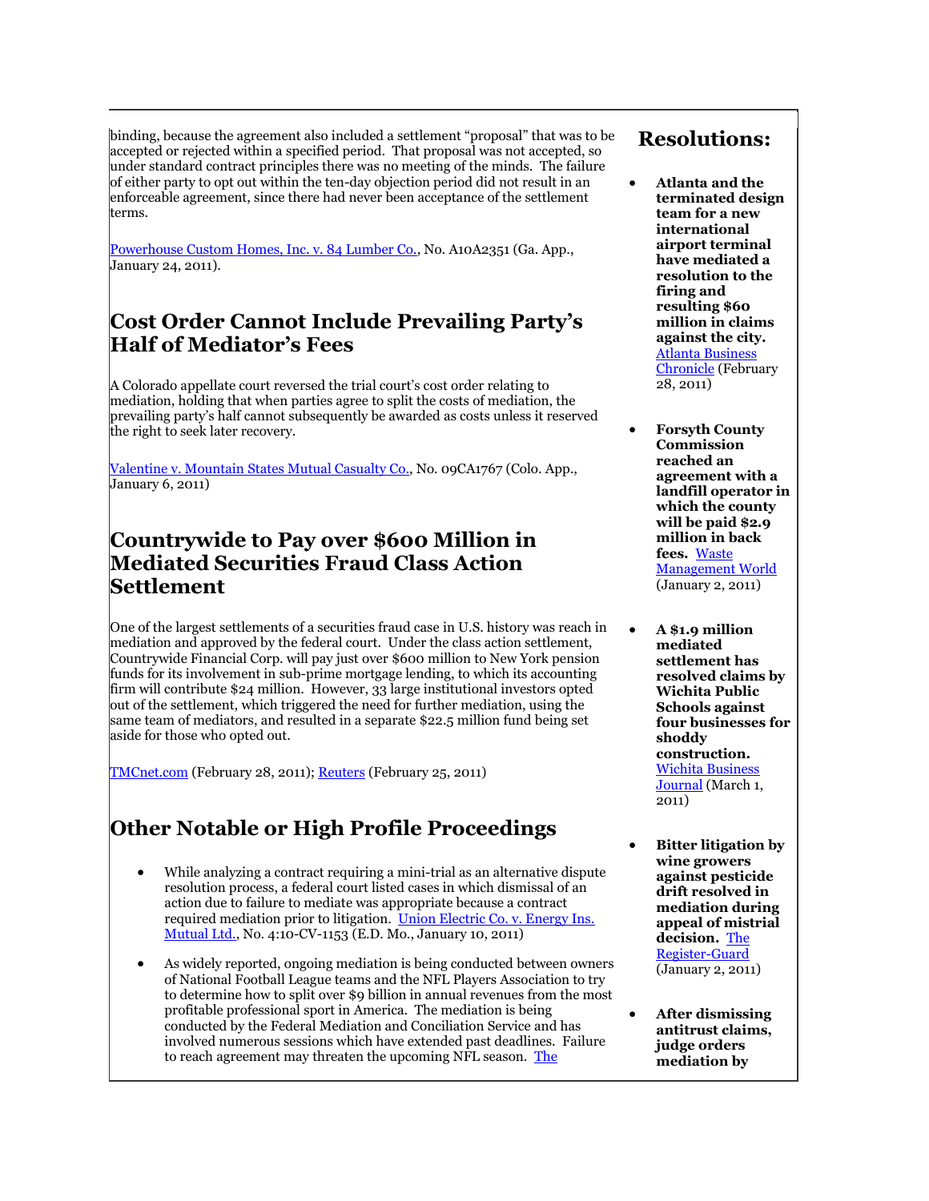binding, because the agreement also included a settlement "proposal" that was to be accepted or rejected within a specified period. That proposal was not accepted, so under standard contract principles there was no meeting of the minds. The failure of either party to opt out within the ten-day objection period did not result in an enforceable agreement, since there had never been acceptance of the settlement terms.

Powerhouse Custom Homes, Inc. v. 84 Lumber Co., No. A10A2351 (Ga. App., January 24, 2011).

## Cost Order Cannot Include Prevailing Party's Half of Mediator's Fees

A Colorado appellate court reversed the trial court's cost order relating to mediation, holding that when parties agree to split the costs of mediation, the prevailing party's half cannot subsequently be awarded as costs unless it reserved the right to seek later recovery.

Valentine v. Mountain States Mutual Casualty Co., No. 09CA1767 (Colo. App., January 6, 2011)

## Countrywide to Pay over $600 Million in Mediated Securities Fraud Class Action Settlement

One of the largest settlements of a securities fraud case in U.S. history was reach in mediation and approved by the federal court. Under the class action settlement, Countrywide Financial Corp. will pay just over $600 million to New York pension funds for its involvement in sub-prime mortgage lending, to which its accounting firm will contribute $24 million. However, 33 large institutional investors opted out of the settlement, which triggered the need for further mediation, using the same team of mediators, and resulted in a separate $22.5 million fund being set aside for those who opted out.

TMCnet.com (February 28, 2011); Reuters (February 25, 2011)

## Other Notable or High Profile Proceedings

- While analyzing a contract requiring a mini-trial as an alternative dispute resolution process, a federal court listed cases in which dismissal of an action due to failure to mediate was appropriate because a contract required mediation prior to litigation. Union Electric Co. v. Energy Ins. Mutual Ltd., No. 4:10-CV-1153 (E.D. Mo., January 10, 2011)
- As widely reported, ongoing mediation is being conducted between owners of National Football League teams and the NFL Players Association to try to determine how to split over $9 billion in annual revenues from the most profitable professional sport in America. The mediation is being conducted by the Federal Mediation and Conciliation Service and has involved numerous sessions which have extended past deadlines. Failure to reach agreement may threaten the upcoming NFL season. The

## Resolutions:

- **Atlanta and the terminated design team for a new international airport terminal have mediated a resolution to the firing and resulting $60 million in claims against the city.** Atlanta Business Chronicle (February 28, 2011)
- **Forsyth County Commission reached an agreement with a landfill operator in which the county will be paid $2.9 million in back fees.** Waste Management World (January 2, 2011)
- **A $1.9 million mediated settlement has resolved claims by Wichita Public Schools against four businesses for shoddy construction.** Wichita Business Journal (March 1, 2011)
- **Bitter litigation by wine growers against pesticide drift resolved in mediation during appeal of mistrial decision.** The Register-Guard (January 2, 2011)
- **After dismissing antitrust claims, judge orders mediation by**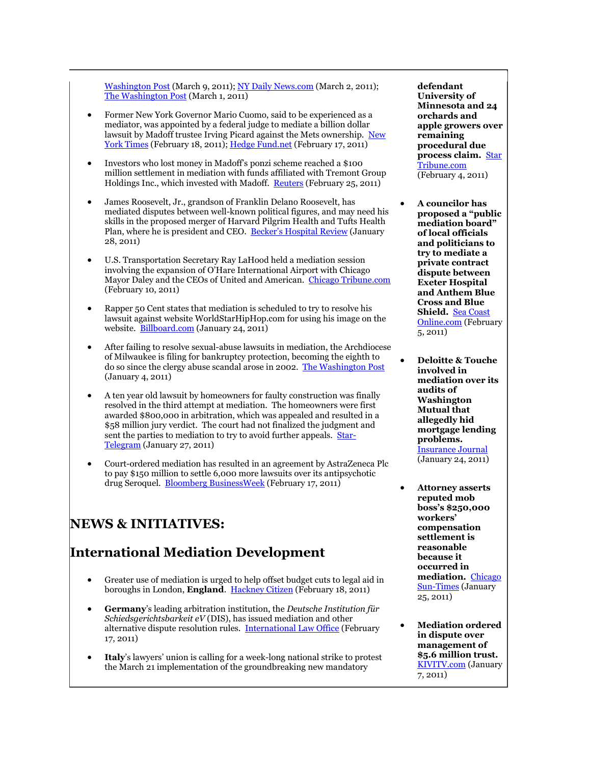Washington Post (March 9, 2011); NY Daily News.com (March 2, 2011); The Washington Post (March 1, 2011)

- Former New York Governor Mario Cuomo, said to be experienced as a mediator, was appointed by a federal judge to mediate a billion dollar lawsuit by Madoff trustee Irving Picard against the Mets ownership. New York Times (February 18, 2011); Hedge Fund.net (February 17, 2011)

- Investors who lost money in Madoff's ponzi scheme reached a $100 million settlement in mediation with funds affiliated with Tremont Group Holdings Inc., which invested with Madoff. Reuters (February 25, 2011)

- James Roosevelt, Jr., grandson of Franklin Delano Roosevelt, has mediated disputes between well-known political figures, and may need his skills in the proposed merger of Harvard Pilgrim Health and Tufts Health Plan, where he is president and CEO. Becker's Hospital Review (January 28, 2011)

- U.S. Transportation Secretary Ray LaHood held a mediation session involving the expansion of O'Hare International Airport with Chicago Mayor Daley and the CEOs of United and American. Chicago Tribune.com (February 10, 2011)

- Rapper 50 Cent states that mediation is scheduled to try to resolve his lawsuit against website WorldStarHipHop.com for using his image on the website. Billboard.com (January 24, 2011)

- After failing to resolve sexual-abuse lawsuits in mediation, the Archdiocese of Milwaukee is filing for bankruptcy protection, becoming the eighth to do so since the clergy abuse scandal arose in 2002. The Washington Post (January 4, 2011)

- A ten year old lawsuit by homeowners for faulty construction was finally resolved in the third attempt at mediation. The homeowners were first awarded $800,000 in arbitration, which was appealed and resulted in a $58 million jury verdict. The court had not finalized the judgment and sent the parties to mediation to try to avoid further appeals. Star-Telegram (January 27, 2011)

- Court-ordered mediation has resulted in an agreement by AstraZeneca Plc to pay $150 million to settle 6,000 more lawsuits over its antipsychotic drug Seroquel. Bloomberg BusinessWeek (February 17, 2011)

# NEWS & INITIATIVES:

## International Mediation Development

- Greater use of mediation is urged to help offset budget cuts to legal aid in boroughs in London, **England**. Hackney Citizen (February 18, 2011)

- **Germany**'s leading arbitration institution, the *Deutsche Institution für Schiedsgerichtsbarkeit eV* (DIS), has issued mediation and other alternative dispute resolution rules. International Law Office (February 17, 2011)

- **Italy**'s lawyers' union is calling for a week-long national strike to protest the March 21 implementation of the groundbreaking new mandatory

---

**defendant University of Minnesota and 24 orchards and apple growers over remaining procedural due process claim.** Star Tribune.com (February 4, 2011)

- **A councilor has proposed a "public mediation board" of local officials and politicians to try to mediate a private contract dispute between Exeter Hospital and Anthem Blue Cross and Blue Shield.** Sea Coast Online.com (February 5, 2011)

- **Deloitte & Touche involved in mediation over its audits of Washington Mutual that allegedly hid mortgage lending problems.** Insurance Journal (January 24, 2011)

- **Attorney asserts reputed mob boss's $250,000 workers' compensation settlement is reasonable because it occurred in mediation.** Chicago Sun-Times (January 25, 2011)

- **Mediation ordered in dispute over management of $5.6 million trust.** KIVITV.com (January 7, 2011)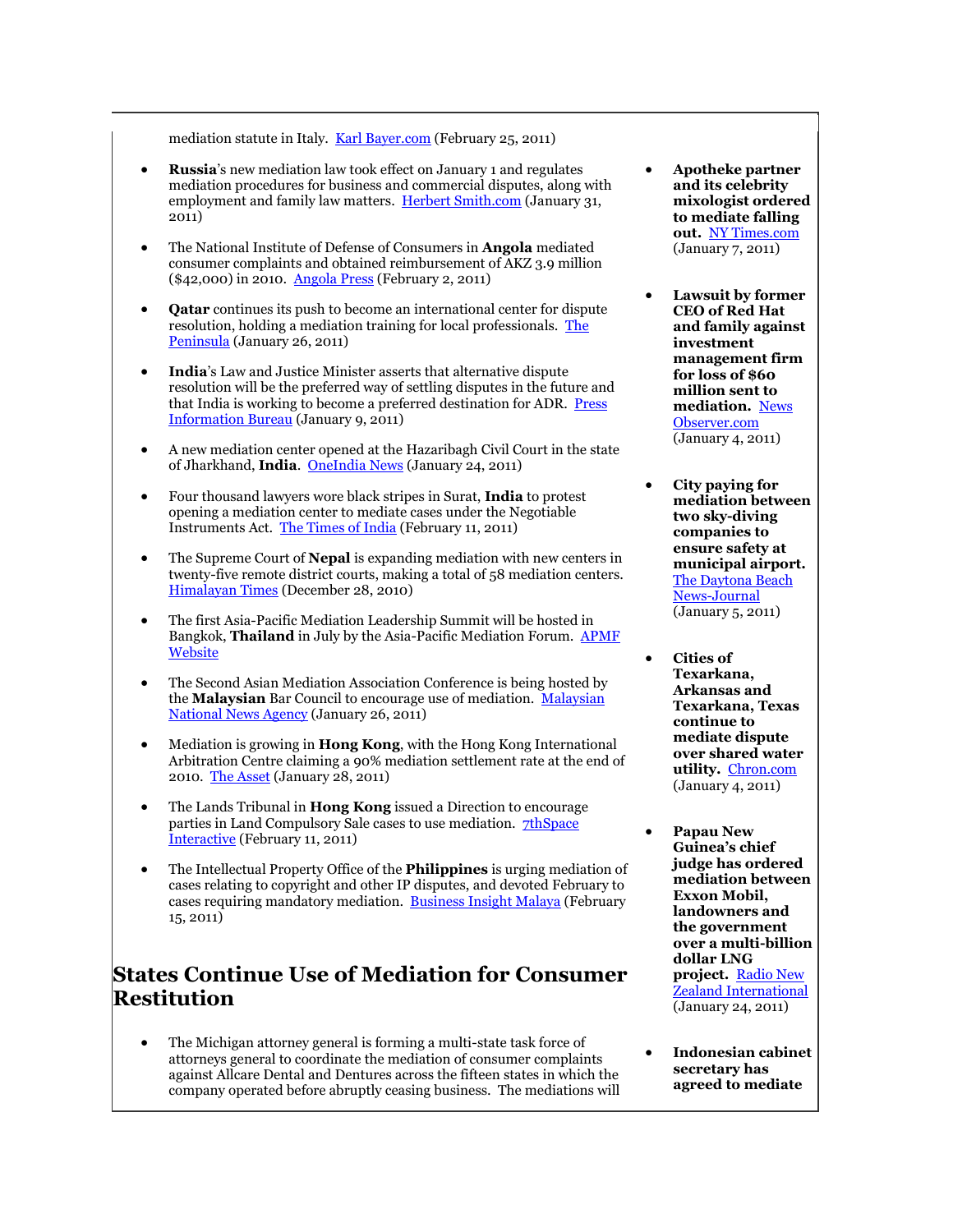mediation statute in Italy. Karl Bayer.com (February 25, 2011)

- **Russia**'s new mediation law took effect on January 1 and regulates mediation procedures for business and commercial disputes, along with employment and family law matters. Herbert Smith.com (January 31, 2011)

- The National Institute of Defense of Consumers in **Angola** mediated consumer complaints and obtained reimbursement of AKZ 3.9 million ($42,000) in 2010. Angola Press (February 2, 2011)

- **Qatar** continues its push to become an international center for dispute resolution, holding a mediation training for local professionals. The Peninsula (January 26, 2011)

- **India**'s Law and Justice Minister asserts that alternative dispute resolution will be the preferred way of settling disputes in the future and that India is working to become a preferred destination for ADR. Press Information Bureau (January 9, 2011)

- A new mediation center opened at the Hazaribagh Civil Court in the state of Jharkhand, **India**. OneIndia News (January 24, 2011)

- Four thousand lawyers wore black stripes in Surat, **India** to protest opening a mediation center to mediate cases under the Negotiable Instruments Act. The Times of India (February 11, 2011)

- The Supreme Court of **Nepal** is expanding mediation with new centers in twenty-five remote district courts, making a total of 58 mediation centers. Himalayan Times (December 28, 2010)

- The first Asia-Pacific Mediation Leadership Summit will be hosted in Bangkok, **Thailand** in July by the Asia-Pacific Mediation Forum. APMF Website

- The Second Asian Mediation Association Conference is being hosted by the **Malaysian** Bar Council to encourage use of mediation. Malaysian National News Agency (January 26, 2011)

- Mediation is growing in **Hong Kong**, with the Hong Kong International Arbitration Centre claiming a 90% mediation settlement rate at the end of 2010. The Asset (January 28, 2011)

- The Lands Tribunal in **Hong Kong** issued a Direction to encourage parties in Land Compulsory Sale cases to use mediation. 7thSpace Interactive (February 11, 2011)

- The Intellectual Property Office of the **Philippines** is urging mediation of cases relating to copyright and other IP disputes, and devoted February to cases requiring mandatory mediation. Business Insight Malaya (February 15, 2011)

## States Continue Use of Mediation for Consumer Restitution

- The Michigan attorney general is forming a multi-state task force of attorneys general to coordinate the mediation of consumer complaints against Allcare Dental and Dentures across the fifteen states in which the company operated before abruptly ceasing business. The mediations will

---

- **Apotheke partner and its celebrity mixologist ordered to mediate falling out.** NY Times.com (January 7, 2011)

- **Lawsuit by former CEO of Red Hat and family against investment management firm for loss of $60 million sent to mediation.** News Observer.com (January 4, 2011)

- **City paying for mediation between two sky-diving companies to ensure safety at municipal airport.** The Daytona Beach News-Journal (January 5, 2011)

- **Cities of Texarkana, Arkansas and Texarkana, Texas continue to mediate dispute over shared water utility.** Chron.com (January 4, 2011)

- **Papau New Guinea's chief judge has ordered mediation between Exxon Mobil, landowners and the government over a multi-billion dollar LNG project.** Radio New Zealand International (January 24, 2011)

- **Indonesian cabinet secretary has agreed to mediate**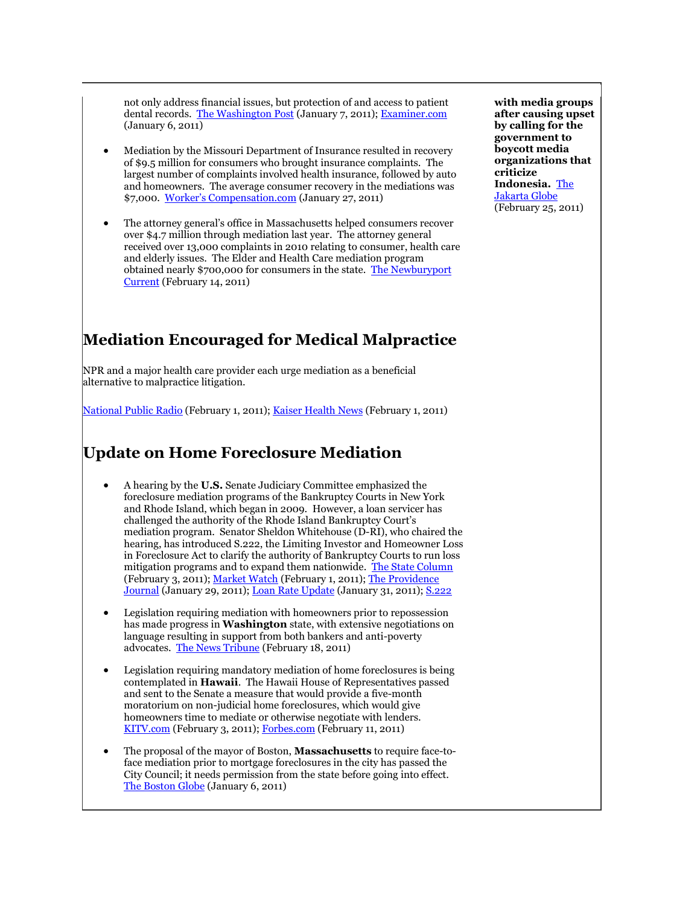not only address financial issues, but protection of and access to patient dental records. The Washington Post (January 7, 2011); Examiner.com (January 6, 2011)

- Mediation by the Missouri Department of Insurance resulted in recovery of $9.5 million for consumers who brought insurance complaints. The largest number of complaints involved health insurance, followed by auto and homeowners. The average consumer recovery in the mediations was $7,000. Worker's Compensation.com (January 27, 2011)

- The attorney general's office in Massachusetts helped consumers recover over $4.7 million through mediation last year. The attorney general received over 13,000 complaints in 2010 relating to consumer, health care and elderly issues. The Elder and Health Care mediation program obtained nearly $700,000 for consumers in the state. The Newburyport Current (February 14, 2011)

## Mediation Encouraged for Medical Malpractice

NPR and a major health care provider each urge mediation as a beneficial alternative to malpractice litigation.

National Public Radio (February 1, 2011); Kaiser Health News (February 1, 2011)

## Update on Home Foreclosure Mediation

- A hearing by the **U.S.** Senate Judiciary Committee emphasized the foreclosure mediation programs of the Bankruptcy Courts in New York and Rhode Island, which began in 2009. However, a loan servicer has challenged the authority of the Rhode Island Bankruptcy Court's mediation program. Senator Sheldon Whitehouse (D-RI), who chaired the hearing, has introduced S.222, the Limiting Investor and Homeowner Loss in Foreclosure Act to clarify the authority of Bankruptcy Courts to run loss mitigation programs and to expand them nationwide. The State Column (February 3, 2011); Market Watch (February 1, 2011); The Providence Journal (January 29, 2011); Loan Rate Update (January 31, 2011); S.222

- Legislation requiring mediation with homeowners prior to repossession has made progress in **Washington** state, with extensive negotiations on language resulting in support from both bankers and anti-poverty advocates. The News Tribune (February 18, 2011)

- Legislation requiring mandatory mediation of home foreclosures is being contemplated in **Hawaii**. The Hawaii House of Representatives passed and sent to the Senate a measure that would provide a five-month moratorium on non-judicial home foreclosures, which would give homeowners time to mediate or otherwise negotiate with lenders. KITV.com (February 3, 2011); Forbes.com (February 11, 2011)

- The proposal of the mayor of Boston, **Massachusetts** to require face-to-face mediation prior to mortgage foreclosures in the city has passed the City Council; it needs permission from the state before going into effect. The Boston Globe (January 6, 2011)

**with media groups after causing upset by calling for the government to boycott media organizations that criticize Indonesia.** The Jakarta Globe (February 25, 2011)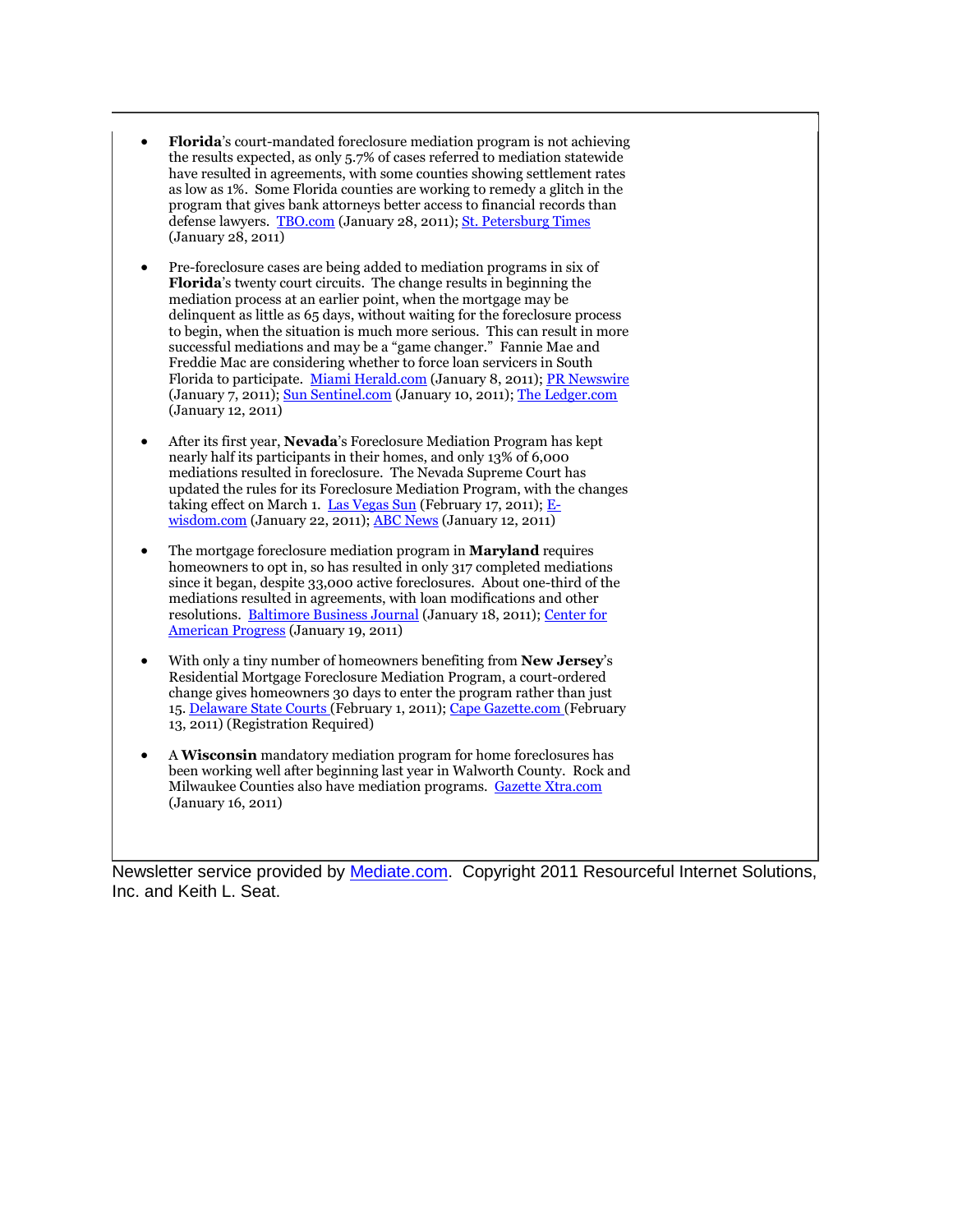- **Florida**'s court-mandated foreclosure mediation program is not achieving the results expected, as only 5.7% of cases referred to mediation statewide have resulted in agreements, with some counties showing settlement rates as low as 1%. Some Florida counties are working to remedy a glitch in the program that gives bank attorneys better access to financial records than defense lawyers. TBO.com (January 28, 2011); St. Petersburg Times (January 28, 2011)

- Pre-foreclosure cases are being added to mediation programs in six of **Florida**'s twenty court circuits. The change results in beginning the mediation process at an earlier point, when the mortgage may be delinquent as little as 65 days, without waiting for the foreclosure process to begin, when the situation is much more serious. This can result in more successful mediations and may be a "game changer." Fannie Mae and Freddie Mac are considering whether to force loan servicers in South Florida to participate. Miami Herald.com (January 8, 2011); PR Newswire (January 7, 2011); Sun Sentinel.com (January 10, 2011); The Ledger.com (January 12, 2011)

- After its first year, **Nevada**'s Foreclosure Mediation Program has kept nearly half its participants in their homes, and only 13% of 6,000 mediations resulted in foreclosure. The Nevada Supreme Court has updated the rules for its Foreclosure Mediation Program, with the changes taking effect on March 1. Las Vegas Sun (February 17, 2011); E-wisdom.com (January 22, 2011); ABC News (January 12, 2011)

- The mortgage foreclosure mediation program in **Maryland** requires homeowners to opt in, so has resulted in only 317 completed mediations since it began, despite 33,000 active foreclosures. About one-third of the mediations resulted in agreements, with loan modifications and other resolutions. Baltimore Business Journal (January 18, 2011); Center for American Progress (January 19, 2011)

- With only a tiny number of homeowners benefiting from **New Jersey**'s Residential Mortgage Foreclosure Mediation Program, a court-ordered change gives homeowners 30 days to enter the program rather than just 15. Delaware State Courts (February 1, 2011); Cape Gazette.com (February 13, 2011) (Registration Required)

- A **Wisconsin** mandatory mediation program for home foreclosures has been working well after beginning last year in Walworth County. Rock and Milwaukee Counties also have mediation programs. Gazette Xtra.com (January 16, 2011)

Newsletter service provided by Mediate.com. Copyright 2011 Resourceful Internet Solutions, Inc. and Keith L. Seat.